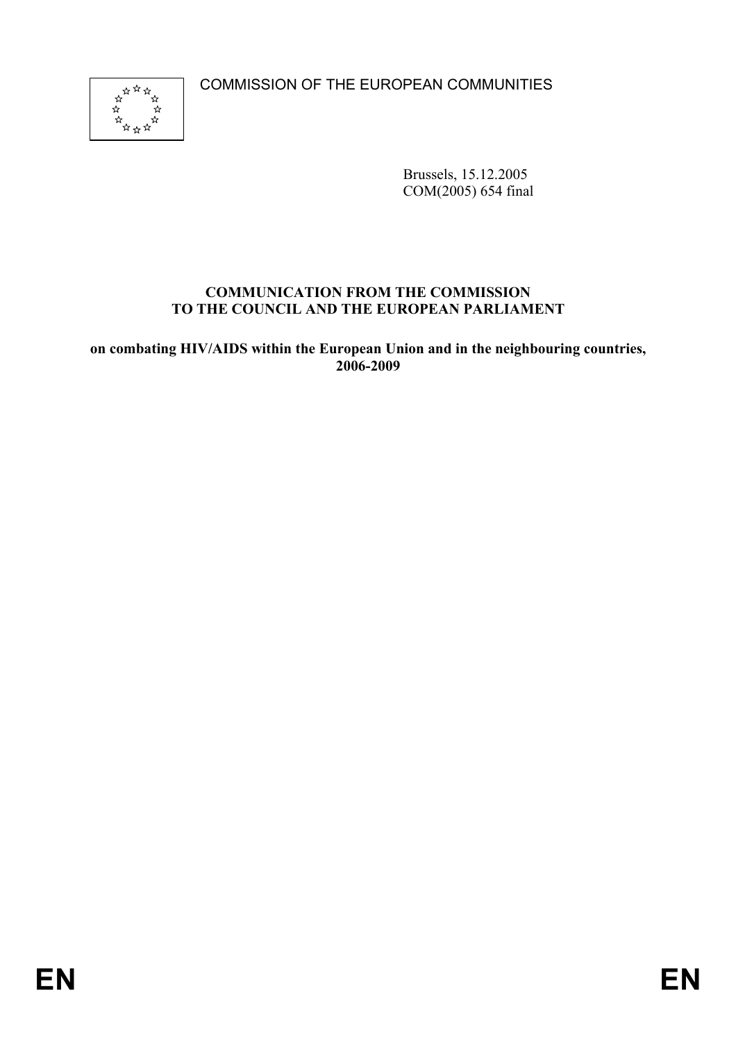COMMISSION OF THE EUROPEAN COMMUNITIES

Brussels, 15.12.2005
COM(2005) 654 final

**COMMUNICATION FROM THE COMMISSION
TO THE COUNCIL AND THE EUROPEAN PARLIAMENT**

**on combating HIV/AIDS within the European Union and in the neighbouring countries, 2006-2009**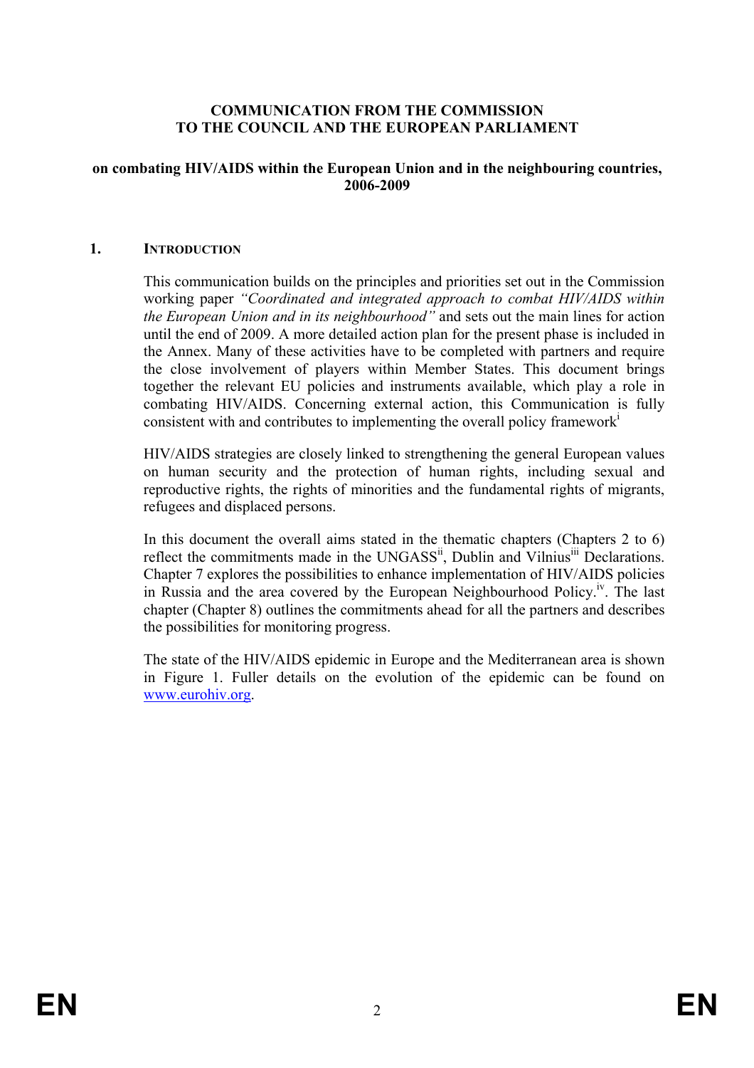**COMMUNICATION FROM THE COMMISSION TO THE COUNCIL AND THE EUROPEAN PARLIAMENT**

**on combating HIV/AIDS within the European Union and in the neighbouring countries, 2006-2009**

## 1. INTRODUCTION

This communication builds on the principles and priorities set out in the Commission working paper *"Coordinated and integrated approach to combat HIV/AIDS within the European Union and in its neighbourhood"* and sets out the main lines for action until the end of 2009. A more detailed action plan for the present phase is included in the Annex. Many of these activities have to be completed with partners and require the close involvement of players within Member States. This document brings together the relevant EU policies and instruments available, which play a role in combating HIV/AIDS. Concerning external action, this Communication is fully consistent with and contributes to implementing the overall policy framework[i]

HIV/AIDS strategies are closely linked to strengthening the general European values on human security and the protection of human rights, including sexual and reproductive rights, the rights of minorities and the fundamental rights of migrants, refugees and displaced persons.

In this document the overall aims stated in the thematic chapters (Chapters 2 to 6) reflect the commitments made in the UNGASS[ii], Dublin and Vilnius[iii] Declarations. Chapter 7 explores the possibilities to enhance implementation of HIV/AIDS policies in Russia and the area covered by the European Neighbourhood Policy.[iv]. The last chapter (Chapter 8) outlines the commitments ahead for all the partners and describes the possibilities for monitoring progress.

The state of the HIV/AIDS epidemic in Europe and the Mediterranean area is shown in Figure 1. Fuller details on the evolution of the epidemic can be found on [www.eurohiv.org](www.eurohiv.org).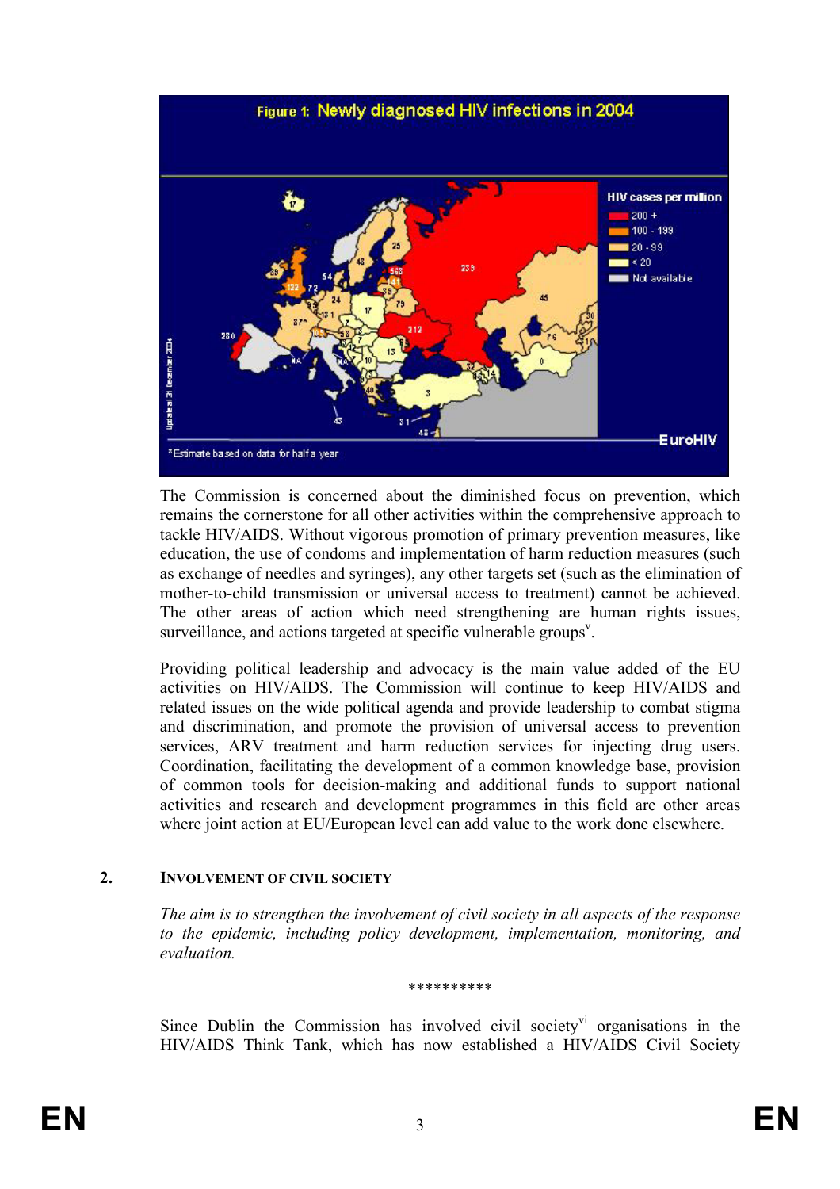Figure 1: Newly diagnosed HIV infections in 2004

The Commission is concerned about the diminished focus on prevention, which remains the cornerstone for all other activities within the comprehensive approach to tackle HIV/AIDS. Without vigorous promotion of primary prevention measures, like education, the use of condoms and implementation of harm reduction measures (such as exchange of needles and syringes), any other targets set (such as the elimination of mother-to-child transmission or universal access to treatment) cannot be achieved. The other areas of action which need strengthening are human rights issues, surveillance, and actions targeted at specific vulnerable groups[v].

Providing political leadership and advocacy is the main value added of the EU activities on HIV/AIDS. The Commission will continue to keep HIV/AIDS and related issues on the wide political agenda and provide leadership to combat stigma and discrimination, and promote the provision of universal access to prevention services, ARV treatment and harm reduction services for injecting drug users. Coordination, facilitating the development of a common knowledge base, provision of common tools for decision-making and additional funds to support national activities and research and development programmes in this field are other areas where joint action at EU/European level can add value to the work done elsewhere.

## 2. INVOLVEMENT OF CIVIL SOCIETY

*The aim is to strengthen the involvement of civil society in all aspects of the response to the epidemic, including policy development, implementation, monitoring, and evaluation.*

**********

Since Dublin the Commission has involved civil society[vi] organisations in the HIV/AIDS Think Tank, which has now established a HIV/AIDS Civil Society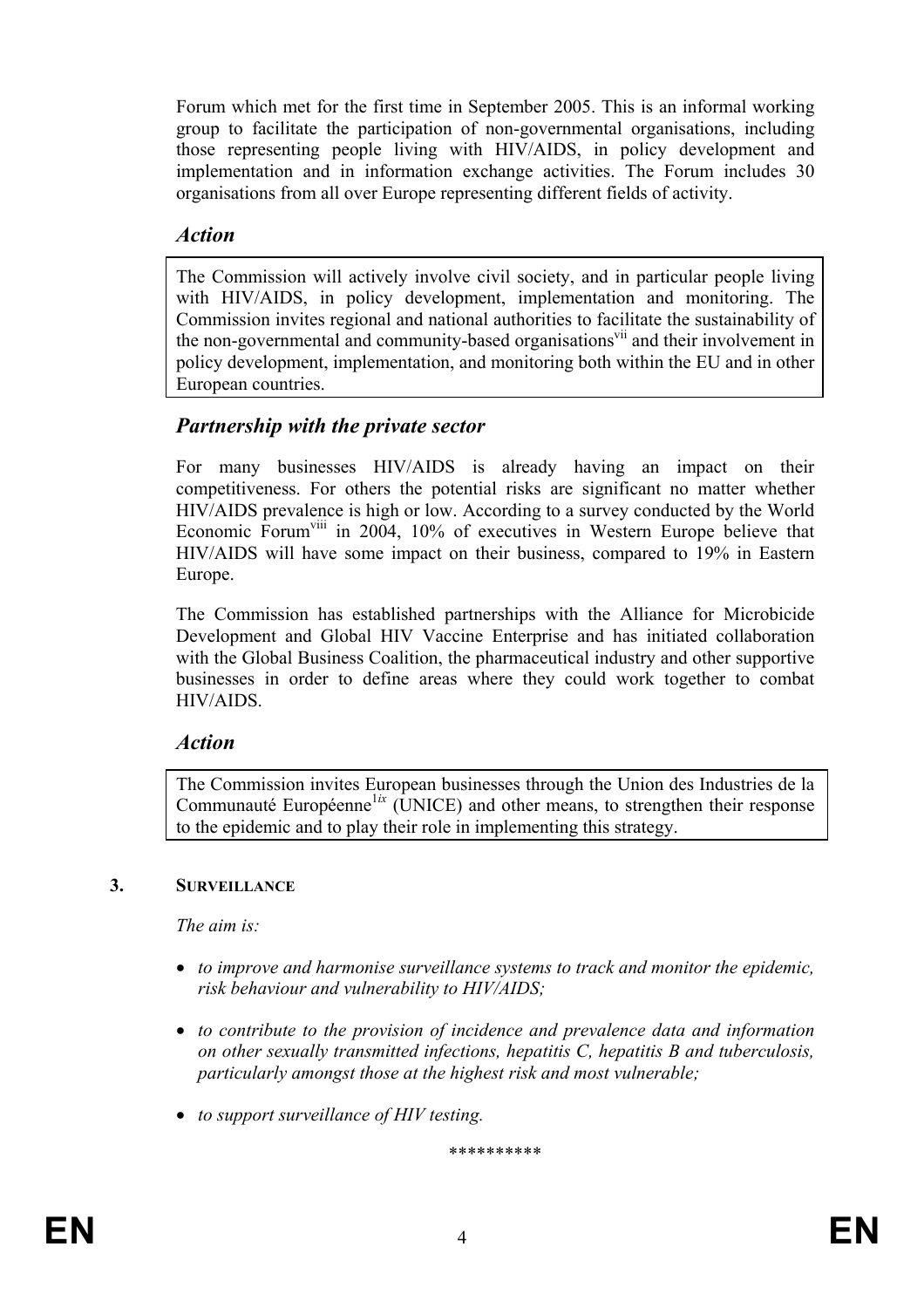Forum which met for the first time in September 2005. This is an informal working group to facilitate the participation of non-governmental organisations, including those representing people living with HIV/AIDS, in policy development and implementation and in information exchange activities. The Forum includes 30 organisations from all over Europe representing different fields of activity.

### *Action*

The Commission will actively involve civil society, and in particular people living with HIV/AIDS, in policy development, implementation and monitoring. The Commission invites regional and national authorities to facilitate the sustainability of the non-governmental and community-based organisations[vii] and their involvement in policy development, implementation, and monitoring both within the EU and in other European countries.

### *Partnership with the private sector*

For many businesses HIV/AIDS is already having an impact on their competitiveness. For others the potential risks are significant no matter whether HIV/AIDS prevalence is high or low. According to a survey conducted by the World Economic Forum[viii] in 2004, 10% of executives in Western Europe believe that HIV/AIDS will have some impact on their business, compared to 19% in Eastern Europe.

The Commission has established partnerships with the Alliance for Microbicide Development and Global HIV Vaccine Enterprise and has initiated collaboration with the Global Business Coalition, the pharmaceutical industry and other supportive businesses in order to define areas where they could work together to combat HIV/AIDS.

### *Action*

The Commission invites European businesses through the Union des Industries de la Communauté Européenne[1ix] (UNICE) and other means, to strengthen their response to the epidemic and to play their role in implementing this strategy.

## 3. SURVEILLANCE

*The aim is:*

- *to improve and harmonise surveillance systems to track and monitor the epidemic, risk behaviour and vulnerability to HIV/AIDS;*
- *to contribute to the provision of incidence and prevalence data and information on other sexually transmitted infections, hepatitis C, hepatitis B and tuberculosis, particularly amongst those at the highest risk and most vulnerable;*
- *to support surveillance of HIV testing.*

\*\*\*\*\*\*\*\*\*\*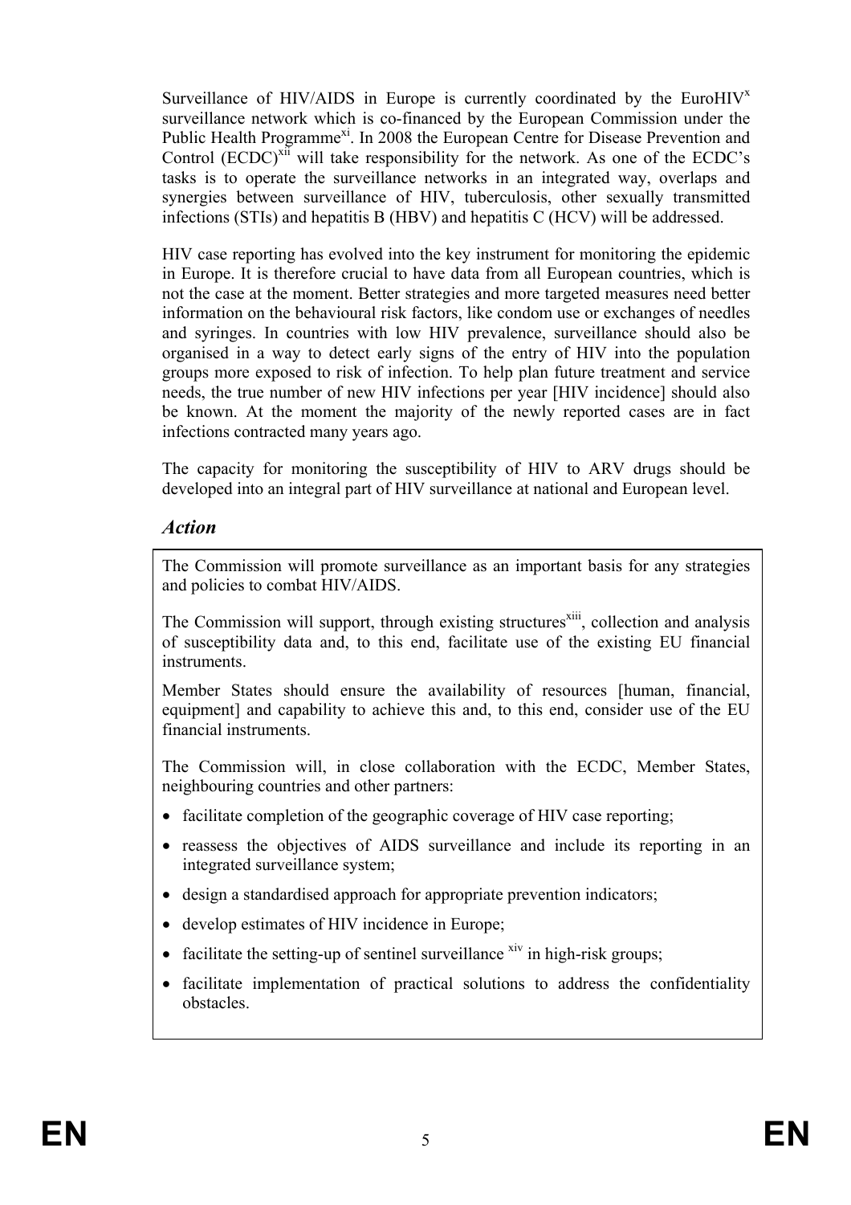Surveillance of HIV/AIDS in Europe is currently coordinated by the EuroHIV[x] surveillance network which is co-financed by the European Commission under the Public Health Programme[xi]. In 2008 the European Centre for Disease Prevention and Control (ECDC)[xii] will take responsibility for the network. As one of the ECDC's tasks is to operate the surveillance networks in an integrated way, overlaps and synergies between surveillance of HIV, tuberculosis, other sexually transmitted infections (STIs) and hepatitis B (HBV) and hepatitis C (HCV) will be addressed.

HIV case reporting has evolved into the key instrument for monitoring the epidemic in Europe. It is therefore crucial to have data from all European countries, which is not the case at the moment. Better strategies and more targeted measures need better information on the behavioural risk factors, like condom use or exchanges of needles and syringes. In countries with low HIV prevalence, surveillance should also be organised in a way to detect early signs of the entry of HIV into the population groups more exposed to risk of infection. To help plan future treatment and service needs, the true number of new HIV infections per year [HIV incidence] should also be known. At the moment the majority of the newly reported cases are in fact infections contracted many years ago.

The capacity for monitoring the susceptibility of HIV to ARV drugs should be developed into an integral part of HIV surveillance at national and European level.

## *Action*

The Commission will promote surveillance as an important basis for any strategies and policies to combat HIV/AIDS.

The Commission will support, through existing structures[xiii], collection and analysis of susceptibility data and, to this end, facilitate use of the existing EU financial instruments.

Member States should ensure the availability of resources [human, financial, equipment] and capability to achieve this and, to this end, consider use of the EU financial instruments.

The Commission will, in close collaboration with the ECDC, Member States, neighbouring countries and other partners:

- facilitate completion of the geographic coverage of HIV case reporting;
- reassess the objectives of AIDS surveillance and include its reporting in an integrated surveillance system;
- design a standardised approach for appropriate prevention indicators;
- develop estimates of HIV incidence in Europe;
- facilitate the setting-up of sentinel surveillance [xiv] in high-risk groups;
- facilitate implementation of practical solutions to address the confidentiality obstacles.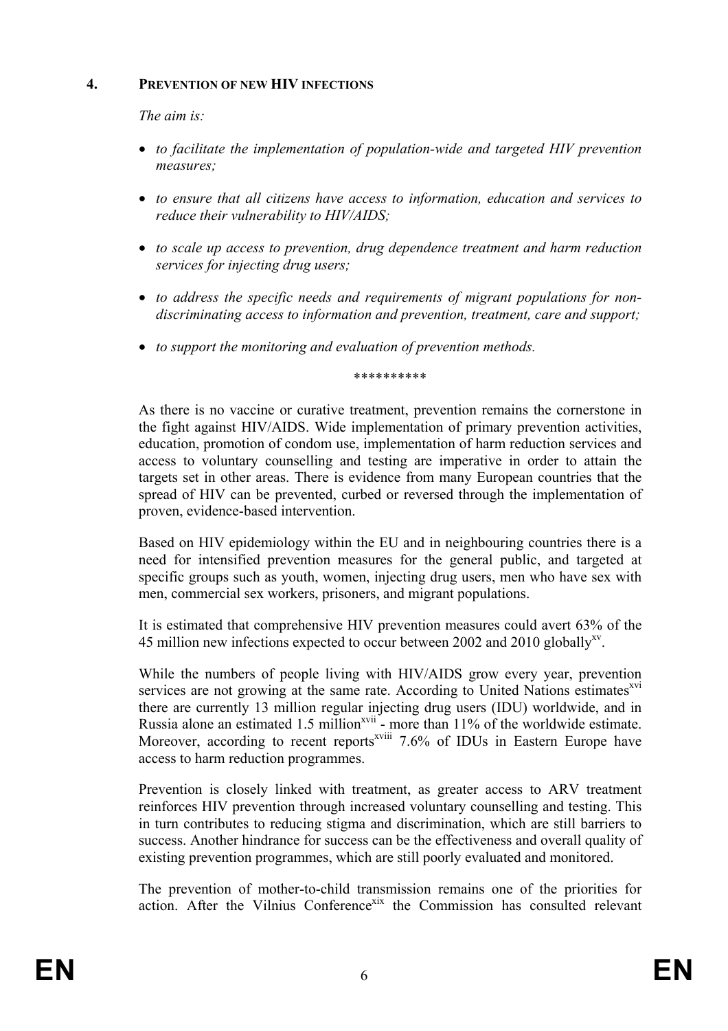## 4. PREVENTION OF NEW HIV INFECTIONS

*The aim is:*

- *to facilitate the implementation of population-wide and targeted HIV prevention measures;*
- *to ensure that all citizens have access to information, education and services to reduce their vulnerability to HIV/AIDS;*
- *to scale up access to prevention, drug dependence treatment and harm reduction services for injecting drug users;*
- *to address the specific needs and requirements of migrant populations for non-discriminating access to information and prevention, treatment, care and support;*
- *to support the monitoring and evaluation of prevention methods.*

\*\*\*\*\*\*\*\*\*\*

As there is no vaccine or curative treatment, prevention remains the cornerstone in the fight against HIV/AIDS. Wide implementation of primary prevention activities, education, promotion of condom use, implementation of harm reduction services and access to voluntary counselling and testing are imperative in order to attain the targets set in other areas. There is evidence from many European countries that the spread of HIV can be prevented, curbed or reversed through the implementation of proven, evidence-based intervention.

Based on HIV epidemiology within the EU and in neighbouring countries there is a need for intensified prevention measures for the general public, and targeted at specific groups such as youth, women, injecting drug users, men who have sex with men, commercial sex workers, prisoners, and migrant populations.

It is estimated that comprehensive HIV prevention measures could avert 63% of the 45 million new infections expected to occur between 2002 and 2010 globally[xv].

While the numbers of people living with HIV/AIDS grow every year, prevention services are not growing at the same rate. According to United Nations estimates[xvi] there are currently 13 million regular injecting drug users (IDU) worldwide, and in Russia alone an estimated 1.5 million[xvii] - more than 11% of the worldwide estimate. Moreover, according to recent reports[xviii] 7.6% of IDUs in Eastern Europe have access to harm reduction programmes.

Prevention is closely linked with treatment, as greater access to ARV treatment reinforces HIV prevention through increased voluntary counselling and testing. This in turn contributes to reducing stigma and discrimination, which are still barriers to success. Another hindrance for success can be the effectiveness and overall quality of existing prevention programmes, which are still poorly evaluated and monitored.

The prevention of mother-to-child transmission remains one of the priorities for action. After the Vilnius Conference[xix] the Commission has consulted relevant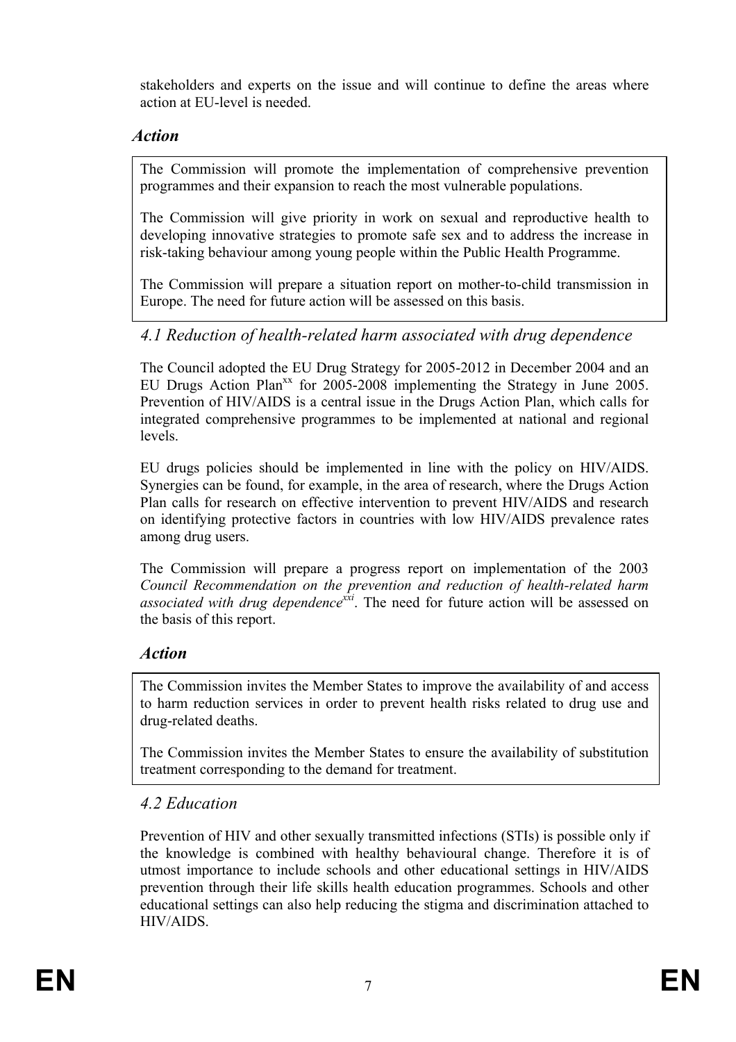stakeholders and experts on the issue and will continue to define the areas where action at EU-level is needed.

### *Action*

The Commission will promote the implementation of comprehensive prevention programmes and their expansion to reach the most vulnerable populations.

The Commission will give priority in work on sexual and reproductive health to developing innovative strategies to promote safe sex and to address the increase in risk-taking behaviour among young people within the Public Health Programme.

The Commission will prepare a situation report on mother-to-child transmission in Europe. The need for future action will be assessed on this basis.

## *4.1 Reduction of health-related harm associated with drug dependence*

The Council adopted the EU Drug Strategy for 2005-2012 in December 2004 and an EU Drugs Action Plan[xx] for 2005-2008 implementing the Strategy in June 2005. Prevention of HIV/AIDS is a central issue in the Drugs Action Plan, which calls for integrated comprehensive programmes to be implemented at national and regional levels.

EU drugs policies should be implemented in line with the policy on HIV/AIDS. Synergies can be found, for example, in the area of research, where the Drugs Action Plan calls for research on effective intervention to prevent HIV/AIDS and research on identifying protective factors in countries with low HIV/AIDS prevalence rates among drug users.

The Commission will prepare a progress report on implementation of the 2003 *Council Recommendation on the prevention and reduction of health-related harm associated with drug dependence*[xxi]. The need for future action will be assessed on the basis of this report.

### *Action*

The Commission invites the Member States to improve the availability of and access to harm reduction services in order to prevent health risks related to drug use and drug-related deaths.

The Commission invites the Member States to ensure the availability of substitution treatment corresponding to the demand for treatment.

## *4.2 Education*

Prevention of HIV and other sexually transmitted infections (STIs) is possible only if the knowledge is combined with healthy behavioural change. Therefore it is of utmost importance to include schools and other educational settings in HIV/AIDS prevention through their life skills health education programmes. Schools and other educational settings can also help reducing the stigma and discrimination attached to HIV/AIDS.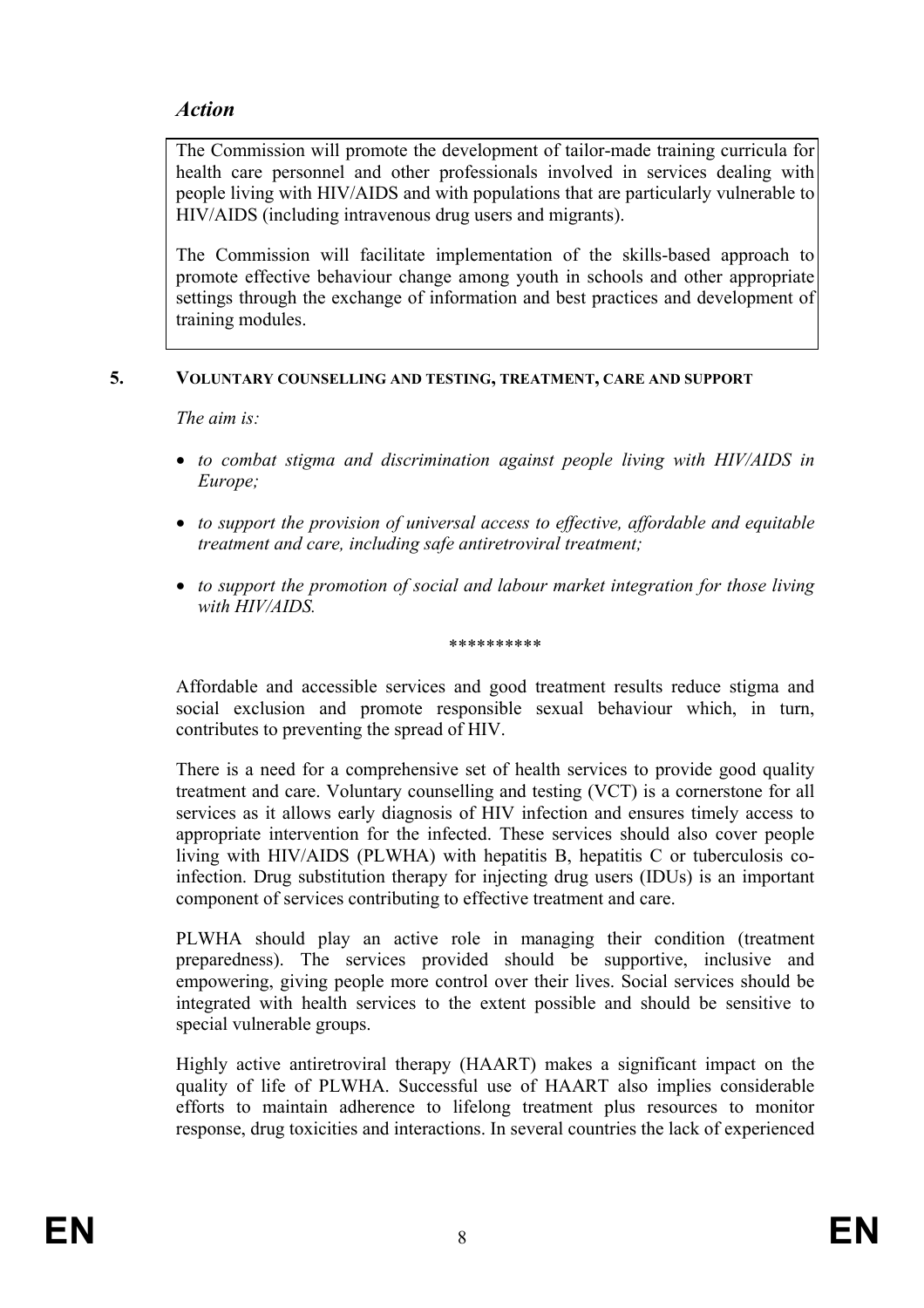### *Action*

The Commission will promote the development of tailor-made training curricula for health care personnel and other professionals involved in services dealing with people living with HIV/AIDS and with populations that are particularly vulnerable to HIV/AIDS (including intravenous drug users and migrants).

The Commission will facilitate implementation of the skills-based approach to promote effective behaviour change among youth in schools and other appropriate settings through the exchange of information and best practices and development of training modules.

## 5. VOLUNTARY COUNSELLING AND TESTING, TREATMENT, CARE AND SUPPORT

*The aim is:*

- *to combat stigma and discrimination against people living with HIV/AIDS in Europe;*
- *to support the provision of universal access to effective, affordable and equitable treatment and care, including safe antiretroviral treatment;*
- *to support the promotion of social and labour market integration for those living with HIV/AIDS.*

\*\*\*\*\*\*\*\*\*\*

Affordable and accessible services and good treatment results reduce stigma and social exclusion and promote responsible sexual behaviour which, in turn, contributes to preventing the spread of HIV.

There is a need for a comprehensive set of health services to provide good quality treatment and care. Voluntary counselling and testing (VCT) is a cornerstone for all services as it allows early diagnosis of HIV infection and ensures timely access to appropriate intervention for the infected. These services should also cover people living with HIV/AIDS (PLWHA) with hepatitis B, hepatitis C or tuberculosis co-infection. Drug substitution therapy for injecting drug users (IDUs) is an important component of services contributing to effective treatment and care.

PLWHA should play an active role in managing their condition (treatment preparedness). The services provided should be supportive, inclusive and empowering, giving people more control over their lives. Social services should be integrated with health services to the extent possible and should be sensitive to special vulnerable groups.

Highly active antiretroviral therapy (HAART) makes a significant impact on the quality of life of PLWHA. Successful use of HAART also implies considerable efforts to maintain adherence to lifelong treatment plus resources to monitor response, drug toxicities and interactions. In several countries the lack of experienced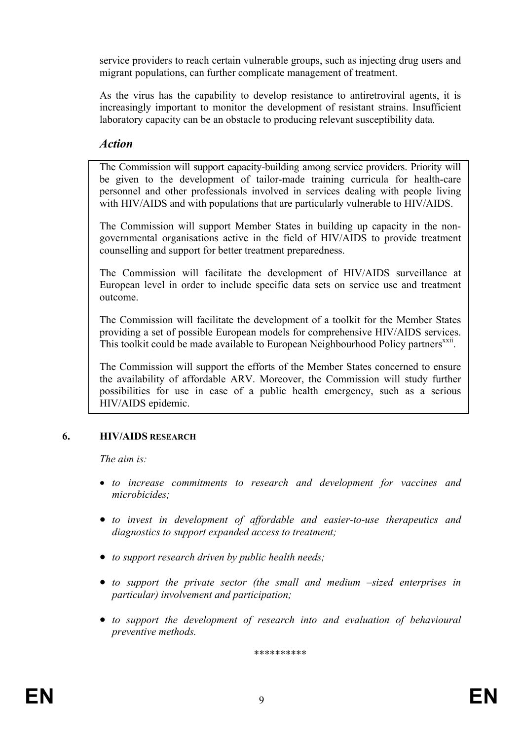service providers to reach certain vulnerable groups, such as injecting drug users and migrant populations, can further complicate management of treatment.

As the virus has the capability to develop resistance to antiretroviral agents, it is increasingly important to monitor the development of resistant strains. Insufficient laboratory capacity can be an obstacle to producing relevant susceptibility data.

### *Action*

The Commission will support capacity-building among service providers. Priority will be given to the development of tailor-made training curricula for health-care personnel and other professionals involved in services dealing with people living with HIV/AIDS and with populations that are particularly vulnerable to HIV/AIDS.

The Commission will support Member States in building up capacity in the non-governmental organisations active in the field of HIV/AIDS to provide treatment counselling and support for better treatment preparedness.

The Commission will facilitate the development of HIV/AIDS surveillance at European level in order to include specific data sets on service use and treatment outcome.

The Commission will facilitate the development of a toolkit for the Member States providing a set of possible European models for comprehensive HIV/AIDS services. This toolkit could be made available to European Neighbourhood Policy partners[xxii].

The Commission will support the efforts of the Member States concerned to ensure the availability of affordable ARV. Moreover, the Commission will study further possibilities for use in case of a public health emergency, such as a serious HIV/AIDS epidemic.

## 6. HIV/AIDS RESEARCH

*The aim is:*

- *to increase commitments to research and development for vaccines and microbicides;*
- *to invest in development of affordable and easier-to-use therapeutics and diagnostics to support expanded access to treatment;*
- *to support research driven by public health needs;*
- *to support the private sector (the small and medium –sized enterprises in particular) involvement and participation;*
- *to support the development of research into and evaluation of behavioural preventive methods.*

\*\*\*\*\*\*\*\*\*\*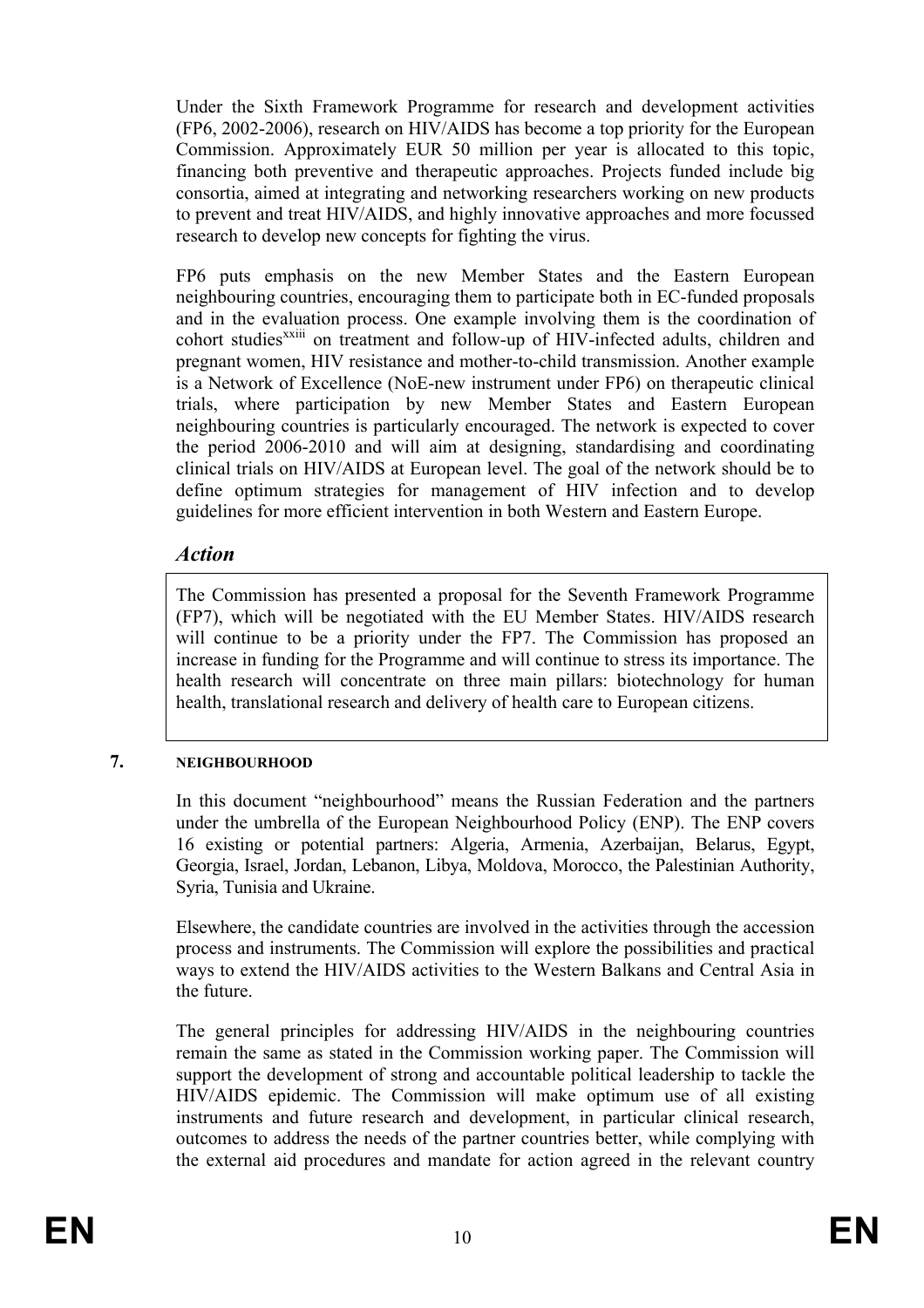Under the Sixth Framework Programme for research and development activities (FP6, 2002-2006), research on HIV/AIDS has become a top priority for the European Commission. Approximately EUR 50 million per year is allocated to this topic, financing both preventive and therapeutic approaches. Projects funded include big consortia, aimed at integrating and networking researchers working on new products to prevent and treat HIV/AIDS, and highly innovative approaches and more focussed research to develop new concepts for fighting the virus.

FP6 puts emphasis on the new Member States and the Eastern European neighbouring countries, encouraging them to participate both in EC-funded proposals and in the evaluation process. One example involving them is the coordination of cohort studies[xxiii] on treatment and follow-up of HIV-infected adults, children and pregnant women, HIV resistance and mother-to-child transmission. Another example is a Network of Excellence (NoE-new instrument under FP6) on therapeutic clinical trials, where participation by new Member States and Eastern European neighbouring countries is particularly encouraged. The network is expected to cover the period 2006-2010 and will aim at designing, standardising and coordinating clinical trials on HIV/AIDS at European level. The goal of the network should be to define optimum strategies for management of HIV infection and to develop guidelines for more efficient intervention in both Western and Eastern Europe.

### *Action*

The Commission has presented a proposal for the Seventh Framework Programme (FP7), which will be negotiated with the EU Member States. HIV/AIDS research will continue to be a priority under the FP7. The Commission has proposed an increase in funding for the Programme and will continue to stress its importance. The health research will concentrate on three main pillars: biotechnology for human health, translational research and delivery of health care to European citizens.

## 7. NEIGHBOURHOOD

In this document "neighbourhood" means the Russian Federation and the partners under the umbrella of the European Neighbourhood Policy (ENP). The ENP covers 16 existing or potential partners: Algeria, Armenia, Azerbaijan, Belarus, Egypt, Georgia, Israel, Jordan, Lebanon, Libya, Moldova, Morocco, the Palestinian Authority, Syria, Tunisia and Ukraine.

Elsewhere, the candidate countries are involved in the activities through the accession process and instruments. The Commission will explore the possibilities and practical ways to extend the HIV/AIDS activities to the Western Balkans and Central Asia in the future.

The general principles for addressing HIV/AIDS in the neighbouring countries remain the same as stated in the Commission working paper. The Commission will support the development of strong and accountable political leadership to tackle the HIV/AIDS epidemic. The Commission will make optimum use of all existing instruments and future research and development, in particular clinical research, outcomes to address the needs of the partner countries better, while complying with the external aid procedures and mandate for action agreed in the relevant country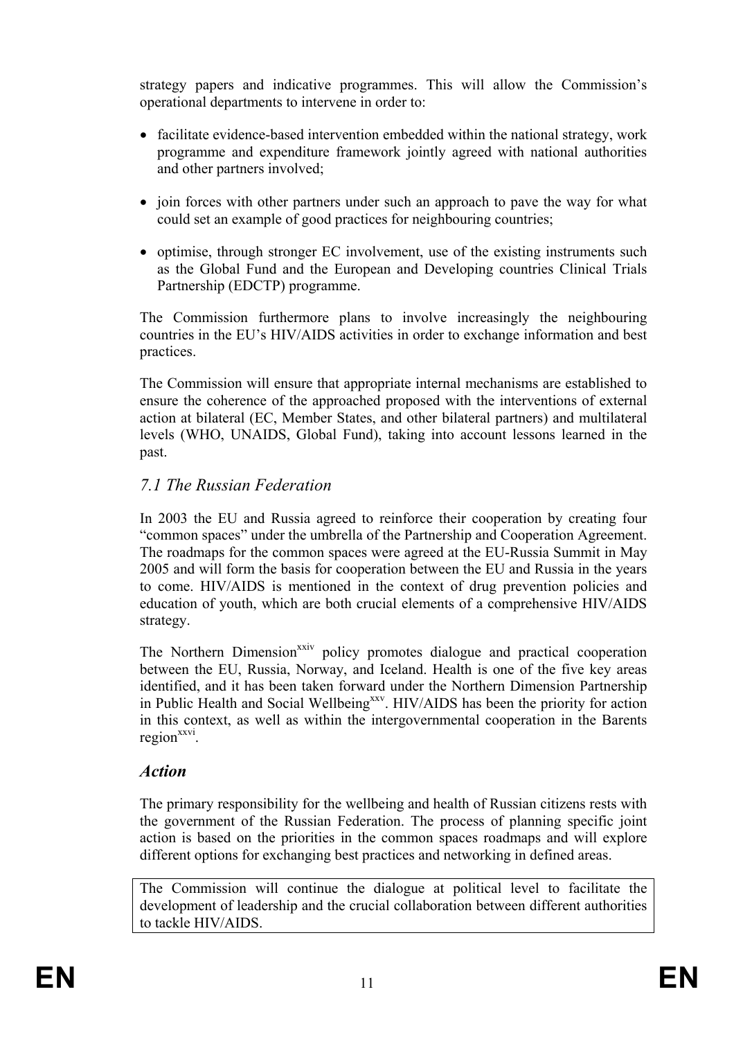strategy papers and indicative programmes. This will allow the Commission's operational departments to intervene in order to:

- facilitate evidence-based intervention embedded within the national strategy, work programme and expenditure framework jointly agreed with national authorities and other partners involved;
- join forces with other partners under such an approach to pave the way for what could set an example of good practices for neighbouring countries;
- optimise, through stronger EC involvement, use of the existing instruments such as the Global Fund and the European and Developing countries Clinical Trials Partnership (EDCTP) programme.

The Commission furthermore plans to involve increasingly the neighbouring countries in the EU's HIV/AIDS activities in order to exchange information and best practices.

The Commission will ensure that appropriate internal mechanisms are established to ensure the coherence of the approached proposed with the interventions of external action at bilateral (EC, Member States, and other bilateral partners) and multilateral levels (WHO, UNAIDS, Global Fund), taking into account lessons learned in the past.

## *7.1 The Russian Federation*

In 2003 the EU and Russia agreed to reinforce their cooperation by creating four "common spaces" under the umbrella of the Partnership and Cooperation Agreement. The roadmaps for the common spaces were agreed at the EU-Russia Summit in May 2005 and will form the basis for cooperation between the EU and Russia in the years to come. HIV/AIDS is mentioned in the context of drug prevention policies and education of youth, which are both crucial elements of a comprehensive HIV/AIDS strategy.

The Northern Dimension[xxiv] policy promotes dialogue and practical cooperation between the EU, Russia, Norway, and Iceland. Health is one of the five key areas identified, and it has been taken forward under the Northern Dimension Partnership in Public Health and Social Wellbeing[xxv]. HIV/AIDS has been the priority for action in this context, as well as within the intergovernmental cooperation in the Barents region[xxvi].

## ***Action***

The primary responsibility for the wellbeing and health of Russian citizens rests with the government of the Russian Federation. The process of planning specific joint action is based on the priorities in the common spaces roadmaps and will explore different options for exchanging best practices and networking in defined areas.

The Commission will continue the dialogue at political level to facilitate the development of leadership and the crucial collaboration between different authorities to tackle HIV/AIDS.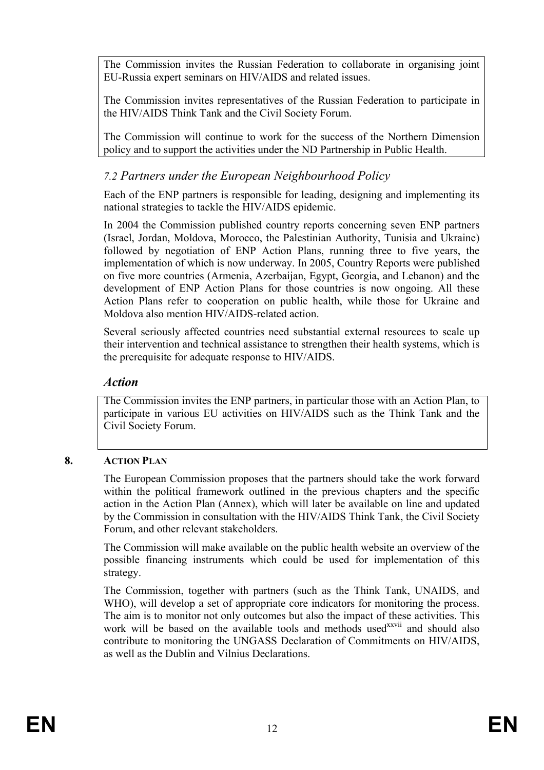The Commission invites the Russian Federation to collaborate in organising joint EU-Russia expert seminars on HIV/AIDS and related issues.

The Commission invites representatives of the Russian Federation to participate in the HIV/AIDS Think Tank and the Civil Society Forum.

The Commission will continue to work for the success of the Northern Dimension policy and to support the activities under the ND Partnership in Public Health.

### *7.2 Partners under the European Neighbourhood Policy*

Each of the ENP partners is responsible for leading, designing and implementing its national strategies to tackle the HIV/AIDS epidemic.

In 2004 the Commission published country reports concerning seven ENP partners (Israel, Jordan, Moldova, Morocco, the Palestinian Authority, Tunisia and Ukraine) followed by negotiation of ENP Action Plans, running three to five years, the implementation of which is now underway. In 2005, Country Reports were published on five more countries (Armenia, Azerbaijan, Egypt, Georgia, and Lebanon) and the development of ENP Action Plans for those countries is now ongoing. All these Action Plans refer to cooperation on public health, while those for Ukraine and Moldova also mention HIV/AIDS-related action.

Several seriously affected countries need substantial external resources to scale up their intervention and technical assistance to strengthen their health systems, which is the prerequisite for adequate response to HIV/AIDS.

### ***Action***

The Commission invites the ENP partners, in particular those with an Action Plan, to participate in various EU activities on HIV/AIDS such as the Think Tank and the Civil Society Forum.

## **8. ACTION PLAN**

The European Commission proposes that the partners should take the work forward within the political framework outlined in the previous chapters and the specific action in the Action Plan (Annex), which will later be available on line and updated by the Commission in consultation with the HIV/AIDS Think Tank, the Civil Society Forum, and other relevant stakeholders.

The Commission will make available on the public health website an overview of the possible financing instruments which could be used for implementation of this strategy.

The Commission, together with partners (such as the Think Tank, UNAIDS, and WHO), will develop a set of appropriate core indicators for monitoring the process. The aim is to monitor not only outcomes but also the impact of these activities. This work will be based on the available tools and methods used[xxvii] and should also contribute to monitoring the UNGASS Declaration of Commitments on HIV/AIDS, as well as the Dublin and Vilnius Declarations.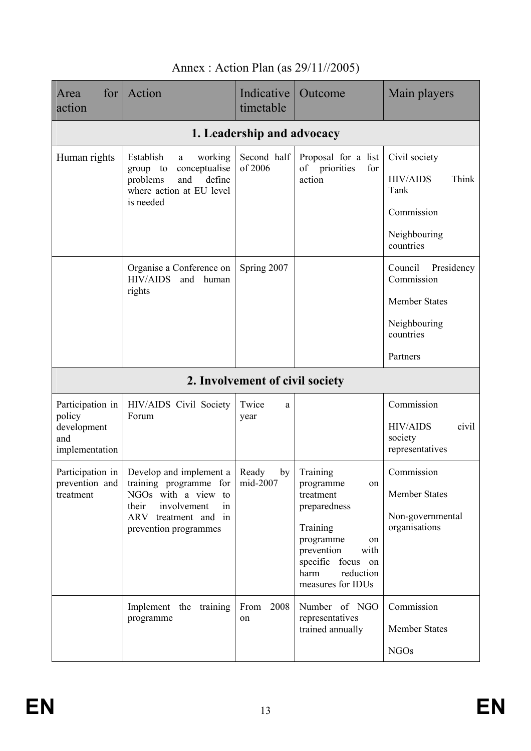Annex : Action Plan (as 29/11//2005)

| Area for action | Action | Indicative timetable | Outcome | Main players |
|---|---|---|---|---|
| **1. Leadership and advocacy** | | | | |
| Human rights | Establish a working group to conceptualise problems and define where action at EU level is needed | Second half of 2006 | Proposal for a list of priorities for action | Civil society<br><br>HIV/AIDS Think Tank<br><br>Commission<br><br>Neighbouring countries |
| | Organise a Conference on HIV/AIDS and human rights | Spring 2007 | | Council Presidency Commission<br><br>Member States<br><br>Neighbouring countries<br><br>Partners |
| **2. Involvement of civil society** | | | | |
| Participation in policy development and implementation | HIV/AIDS Civil Society Forum | Twice a year | | Commission<br><br>HIV/AIDS civil society representatives |
| Participation in prevention and treatment | Develop and implement a training programme for NGOs with a view to their involvement in ARV treatment and in prevention programmes | Ready by mid-2007 | Training programme on treatment preparedness<br><br>Training programme on prevention with specific focus on harm reduction measures for IDUs | Commission<br><br>Member States<br><br>Non-governmental organisations |
| | Implement the training programme | From 2008 on | Number of NGO representatives trained annually | Commission<br><br>Member States<br><br>NGOs |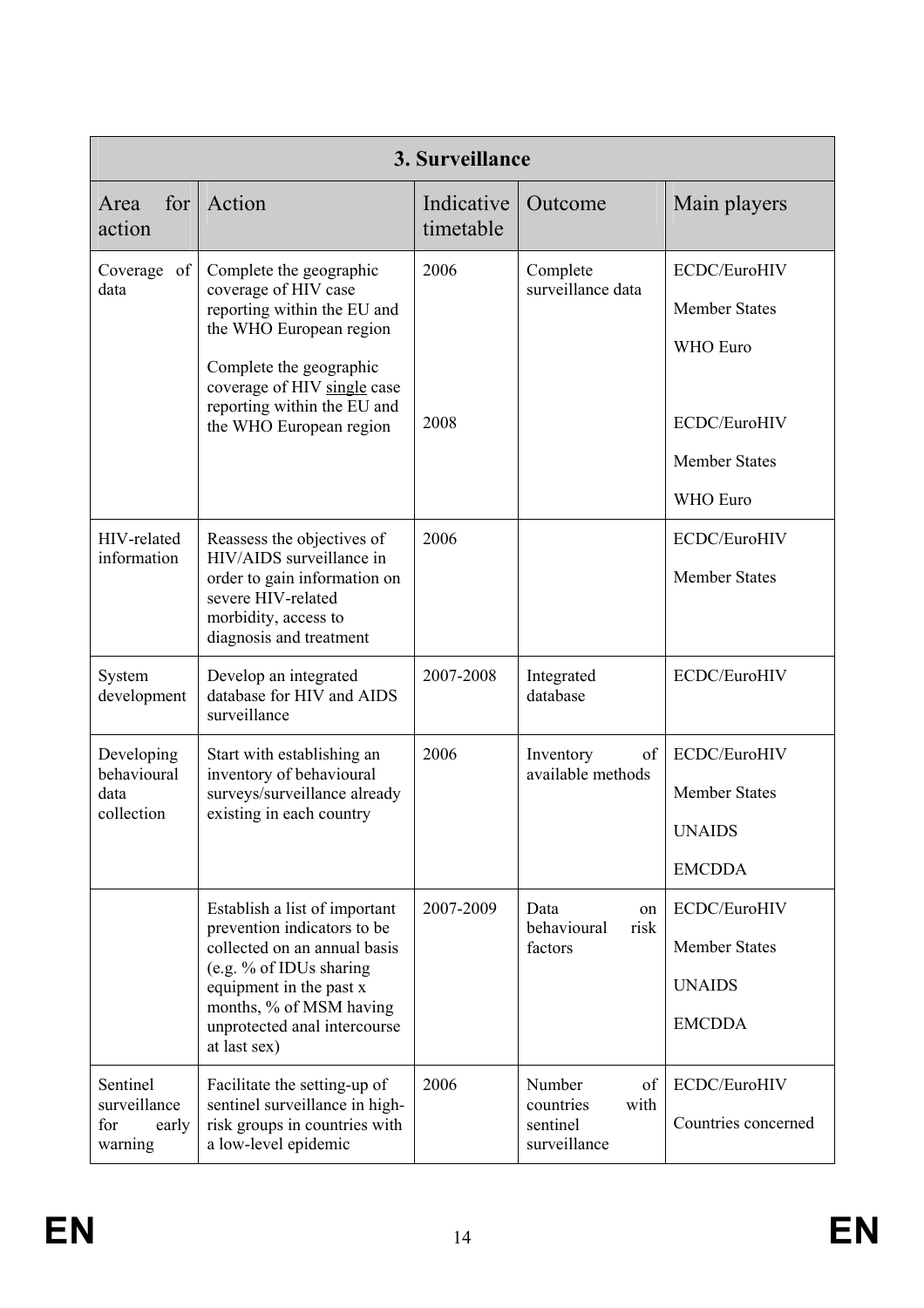| 3. Surveillance | | | | |
|---|---|---|---|---|
| Area for action | Action | Indicative timetable | Outcome | Main players |
| Coverage of data | Complete the geographic coverage of HIV case reporting within the EU and the WHO European region | 2006 | Complete surveillance data | ECDC/EuroHIV<br>Member States<br>WHO Euro |
| | Complete the geographic coverage of HIV single case reporting within the EU and the WHO European region | 2008 | | ECDC/EuroHIV<br>Member States<br>WHO Euro |
| HIV-related information | Reassess the objectives of HIV/AIDS surveillance in order to gain information on severe HIV-related morbidity, access to diagnosis and treatment | 2006 | | ECDC/EuroHIV<br>Member States |
| System development | Develop an integrated database for HIV and AIDS surveillance | 2007-2008 | Integrated database | ECDC/EuroHIV |
| Developing behavioural data collection | Start with establishing an inventory of behavioural surveys/surveillance already existing in each country | 2006 | Inventory of available methods | ECDC/EuroHIV<br>Member States<br>UNAIDS<br>EMCDDA |
| | Establish a list of important prevention indicators to be collected on an annual basis (e.g. % of IDUs sharing equipment in the past x months, % of MSM having unprotected anal intercourse at last sex) | 2007-2009 | Data on behavioural risk factors | ECDC/EuroHIV<br>Member States<br>UNAIDS<br>EMCDDA |
| Sentinel surveillance for early warning | Facilitate the setting-up of sentinel surveillance in high-risk groups in countries with a low-level epidemic | 2006 | Number of countries with sentinel surveillance | ECDC/EuroHIV<br>Countries concerned |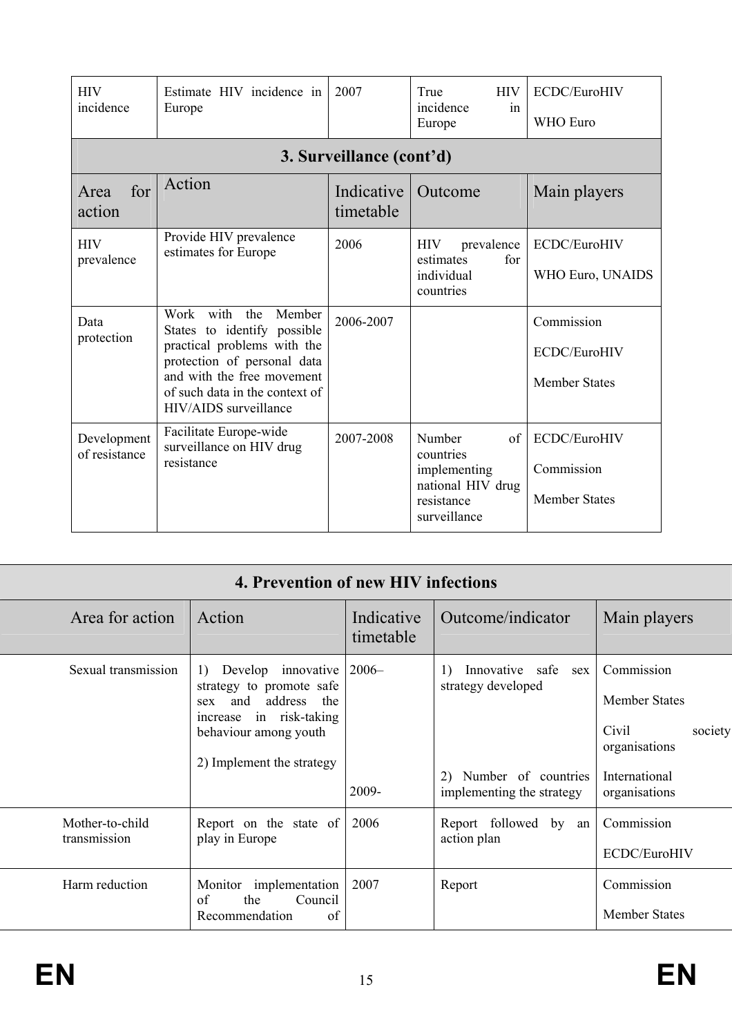| | | | | |
|---|---|---|---|---|
| HIV incidence | Estimate HIV incidence in Europe | 2007 | True HIV incidence in Europe | ECDC/EuroHIV<br><br>WHO Euro |

**3. Surveillance (cont'd)**

| Area for action | Action | Indicative timetable | Outcome | Main players |
|---|---|---|---|---|
| HIV prevalence | Provide HIV prevalence estimates for Europe | 2006 | HIV prevalence estimates for individual countries | ECDC/EuroHIV<br><br>WHO Euro, UNAIDS |
| Data protection | Work with the Member States to identify possible practical problems with the protection of personal data and with the free movement of such data in the context of HIV/AIDS surveillance | 2006-2007 | | Commission<br><br>ECDC/EuroHIV<br><br>Member States |
| Development of resistance | Facilitate Europe-wide surveillance on HIV drug resistance | 2007-2008 | Number of countries implementing national HIV drug resistance surveillance | ECDC/EuroHIV<br><br>Commission<br><br>Member States |

**4. Prevention of new HIV infections**

| Area for action | Action | Indicative timetable | Outcome/indicator | Main players |
|---|---|---|---|---|
| Sexual transmission | 1) Develop innovative strategy to promote safe sex and address the increase in risk-taking behaviour among youth<br><br>2) Implement the strategy | 2006–<br><br>2009- | 1) Innovative safe sex strategy developed<br><br>2) Number of countries implementing the strategy | Commission<br><br>Member States<br><br>Civil society organisations<br><br>International organisations |
| Mother-to-child transmission | Report on the state of play in Europe | 2006 | Report followed by an action plan | Commission<br><br>ECDC/EuroHIV |
| Harm reduction | Monitor implementation of the Council Recommendation of | 2007 | Report | Commission<br><br>Member States |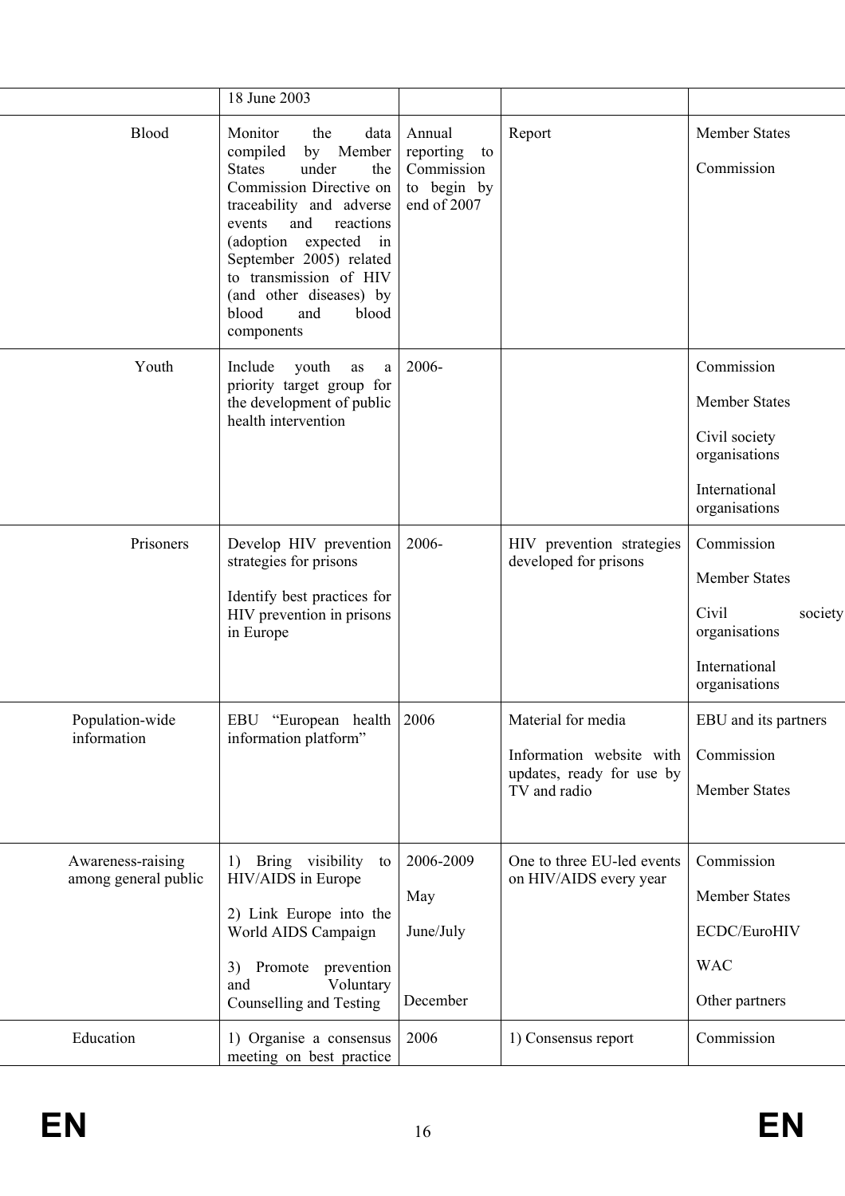| | 18 June 2003 | | | |
|---|---|---|---|---|
| Blood | Monitor the data compiled by Member States under the Commission Directive on traceability and adverse events and reactions (adoption expected in September 2005) related to transmission of HIV (and other diseases) by blood and blood components | Annual reporting to Commission to begin by end of 2007 | Report | Member States<br><br>Commission |
| Youth | Include youth as a priority target group for the development of public health intervention | 2006- | | Commission<br><br>Member States<br><br>Civil society organisations<br><br>International organisations |
| Prisoners | Develop HIV prevention strategies for prisons<br><br>Identify best practices for HIV prevention in prisons in Europe | 2006- | HIV prevention strategies developed for prisons | Commission<br><br>Member States<br><br>Civil society organisations<br><br>International organisations |
| Population-wide information | EBU "European health information platform" | 2006 | Material for media<br><br>Information website with updates, ready for use by TV and radio | EBU and its partners<br><br>Commission<br><br>Member States |
| Awareness-raising among general public | 1) Bring visibility to HIV/AIDS in Europe<br><br>2) Link Europe into the World AIDS Campaign<br><br>3) Promote prevention and Voluntary Counselling and Testing | 2006-2009<br><br>May<br><br>June/July<br><br>December | One to three EU-led events on HIV/AIDS every year | Commission<br><br>Member States<br><br>ECDC/EuroHIV<br><br>WAC<br><br>Other partners |
| Education | 1) Organise a consensus meeting on best practice | 2006 | 1) Consensus report | Commission |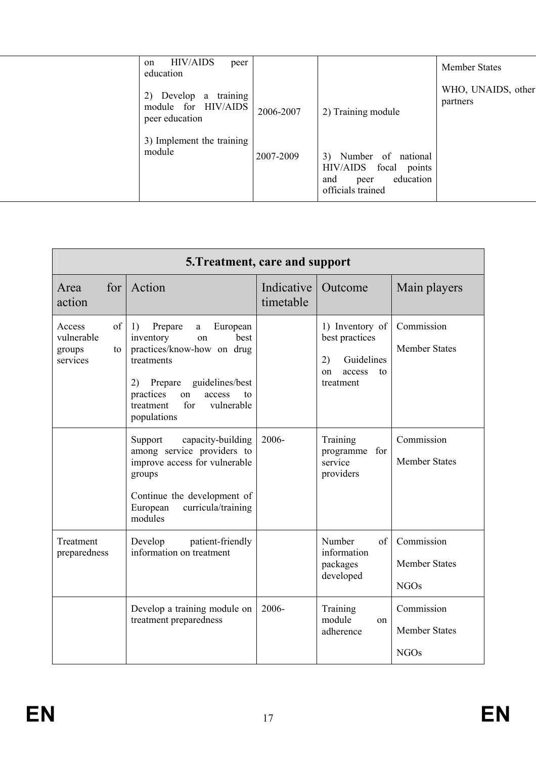| | Action | Indicative timetable | Outcome | Main players |
|---|---|---|---|---|
| | on HIV/AIDS peer education<br><br>2) Develop a training module for HIV/AIDS peer education<br><br>3) Implement the training module | <br><br>2006-2007<br><br>2007-2009 | <br><br>2) Training module<br><br>3) Number of national HIV/AIDS focal points and peer education officials trained | Member States<br><br>WHO, UNAIDS, other partners |

| 5.Treatment, care and support | | | | |
|---|---|---|---|---|
| Area for action | Action | Indicative timetable | Outcome | Main players |
| Access of vulnerable groups to services | 1) Prepare a European inventory on best practices/know-how on drug treatments<br><br>2) Prepare guidelines/best practices on access to treatment for vulnerable populations | | 1) Inventory of best practices<br><br>2) Guidelines on access to treatment | Commission<br><br>Member States |
| | Support capacity-building among service providers to improve access for vulnerable groups<br><br>Continue the development of European curricula/training modules | 2006- | Training programme for service providers | Commission<br><br>Member States |
| Treatment preparedness | Develop patient-friendly information on treatment | | Number of information packages developed | Commission<br><br>Member States<br><br>NGOs |
| | Develop a training module on treatment preparedness | 2006- | Training module on adherence | Commission<br><br>Member States<br><br>NGOs |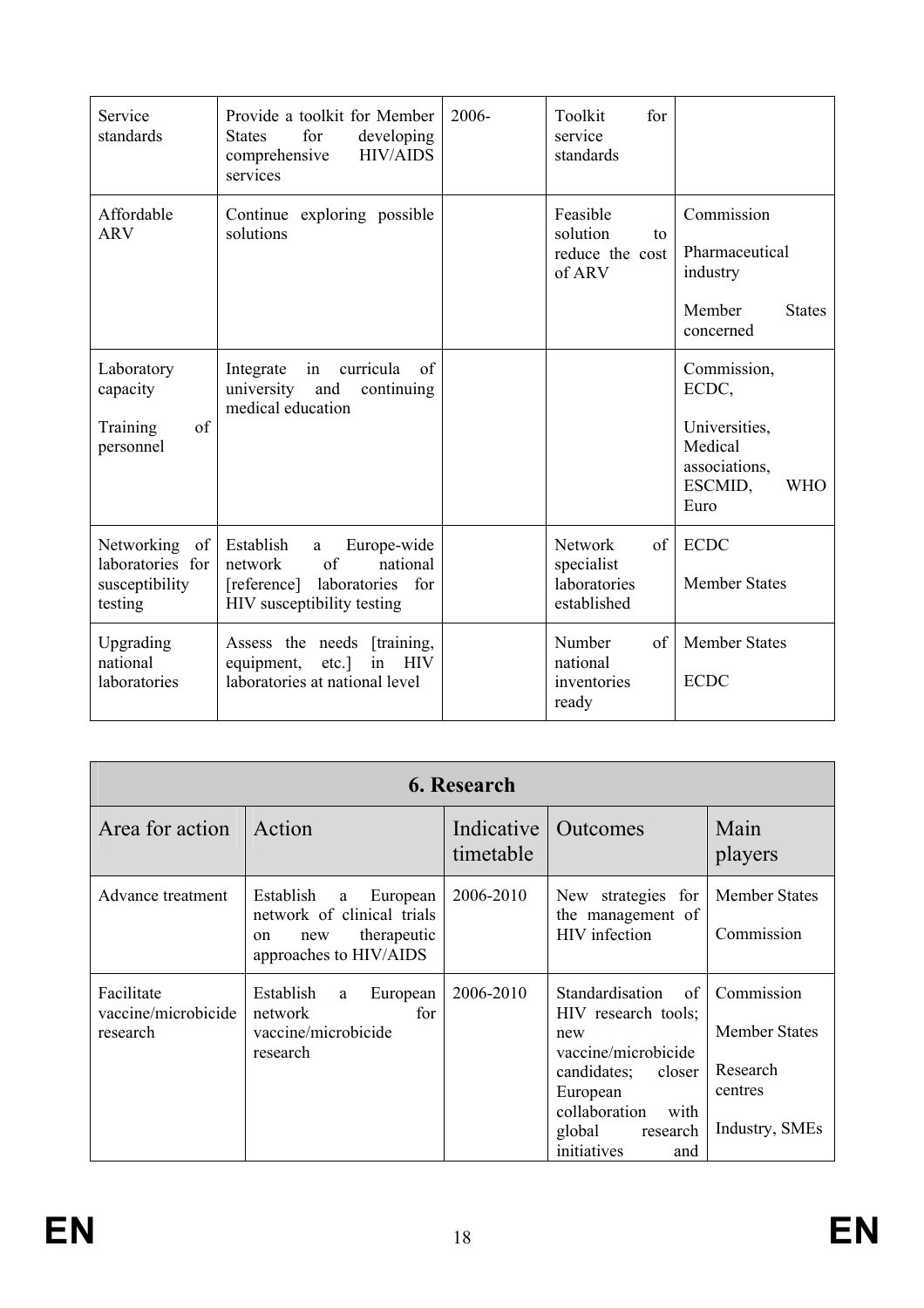| | | | | |
|---|---|---|---|---|
| Service standards | Provide a toolkit for Member States for developing comprehensive HIV/AIDS services | 2006- | Toolkit for service standards | |
| Affordable ARV | Continue exploring possible solutions | | Feasible solution to reduce the cost of ARV | Commission<br><br>Pharmaceutical industry<br><br>Member States concerned |
| Laboratory capacity<br><br>Training of personnel | Integrate in curricula of university and continuing medical education | | | Commission, ECDC,<br><br>Universities, Medical associations, ESCMID, WHO Euro |
| Networking of laboratories for susceptibility testing | Establish a Europe-wide network of national [reference] laboratories for HIV susceptibility testing | | Network of specialist laboratories established | ECDC<br><br>Member States |
| Upgrading national laboratories | Assess the needs [training, equipment, etc.] in HIV laboratories at national level | | Number of national inventories ready | Member States<br><br>ECDC |

| **6. Research** | | | | |
|---|---|---|---|---|
| Area for action | Action | Indicative timetable | Outcomes | Main players |
| Advance treatment | Establish a European network of clinical trials on new therapeutic approaches to HIV/AIDS | 2006-2010 | New strategies for the management of HIV infection | Member States<br><br>Commission |
| Facilitate vaccine/microbicide research | Establish a European network for vaccine/microbicide research | 2006-2010 | Standardisation of HIV research tools; new vaccine/microbicide candidates; closer European collaboration with global research initiatives and | Commission<br><br>Member States<br><br>Research centres<br><br>Industry, SMEs |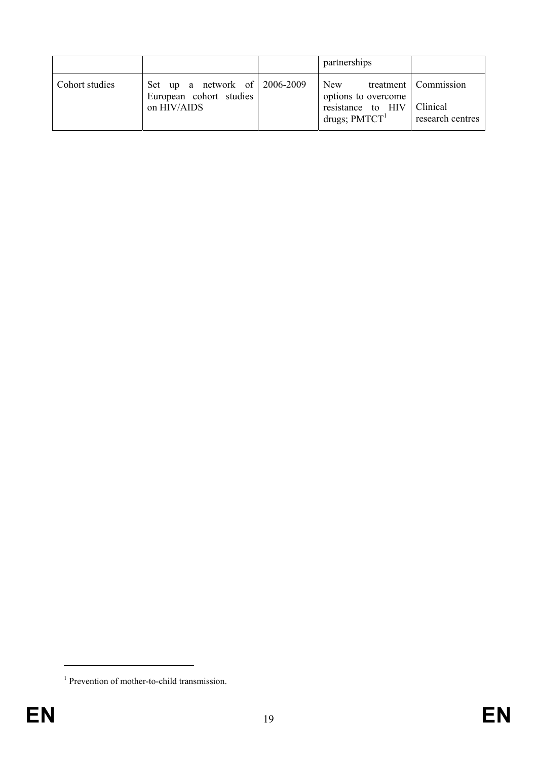| | | | | |
|---|---|---|---|---|
| | | | partnerships | |
| Cohort studies | Set up a network of European cohort studies on HIV/AIDS | 2006-2009 | New treatment options to overcome resistance to HIV drugs; PMTCT[1] | Commission<br><br>Clinical research centres |

[1] Prevention of mother-to-child transmission.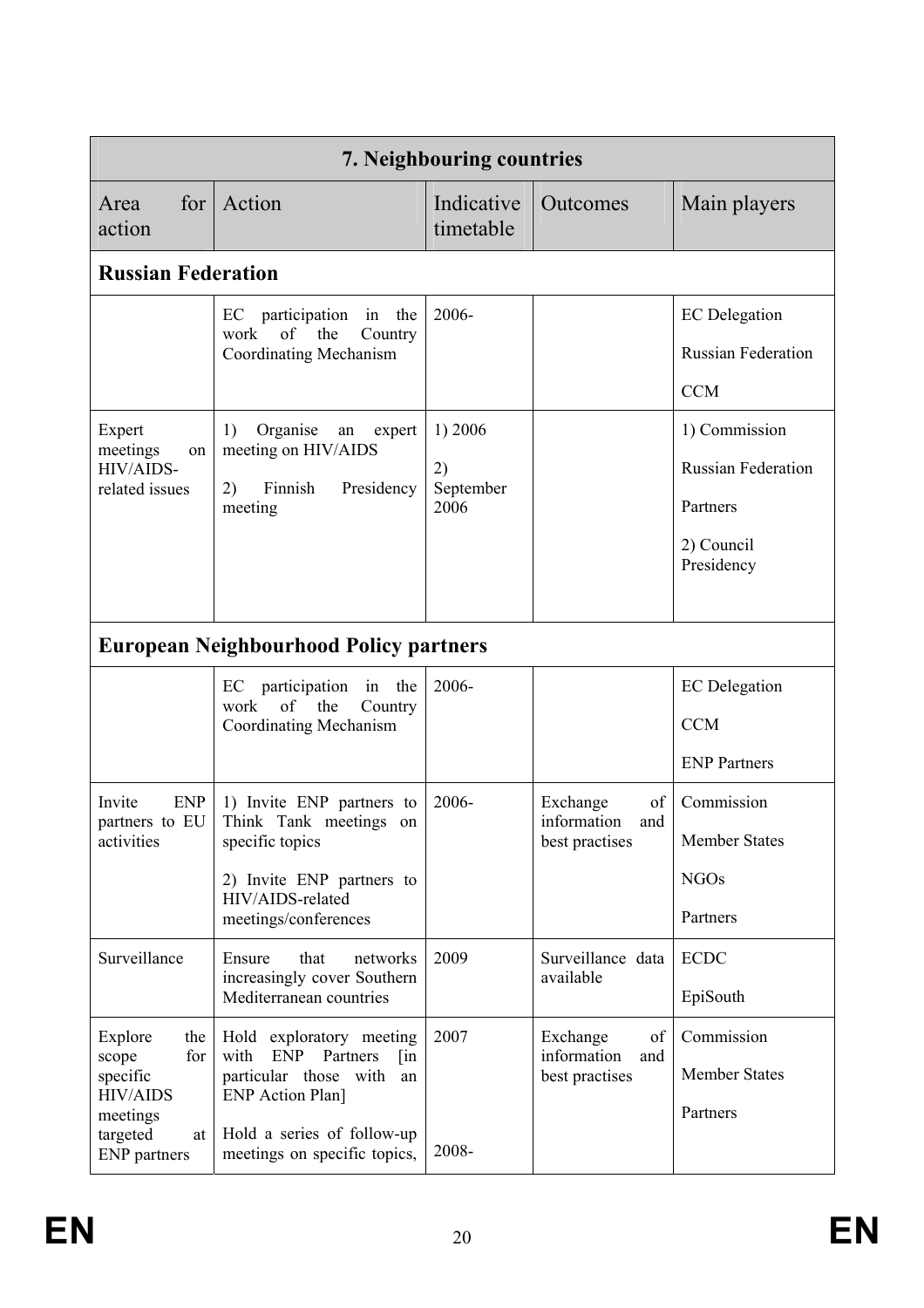| 7. Neighbouring countries | | | | |
|---|---|---|---|---|
| Area for action | Action | Indicative timetable | Outcomes | Main players |
| **Russian Federation** | | | | |
| | EC participation in the work of the Country Coordinating Mechanism | 2006- | | EC Delegation<br>Russian Federation<br>CCM |
| Expert meetings on HIV/AIDS-related issues | 1) Organise an expert meeting on HIV/AIDS<br>2) Finnish Presidency meeting | 1) 2006<br>2) September 2006 | | 1) Commission<br>Russian Federation<br>Partners<br>2) Council Presidency |
| **European Neighbourhood Policy partners** | | | | |
| | EC participation in the work of the Country Coordinating Mechanism | 2006- | | EC Delegation<br>CCM<br>ENP Partners |
| Invite ENP partners to EU activities | 1) Invite ENP partners to Think Tank meetings on specific topics<br>2) Invite ENP partners to HIV/AIDS-related meetings/conferences | 2006- | Exchange of information and best practises | Commission<br>Member States<br>NGOs<br>Partners |
| Surveillance | Ensure that networks increasingly cover Southern Mediterranean countries | 2009 | Surveillance data available | ECDC<br>EpiSouth |
| Explore the scope for specific HIV/AIDS meetings targeted at ENP partners | Hold exploratory meeting with ENP Partners [in particular those with an ENP Action Plan]<br>Hold a series of follow-up meetings on specific topics, | 2007<br>2008- | Exchange of information and best practises | Commission<br>Member States<br>Partners |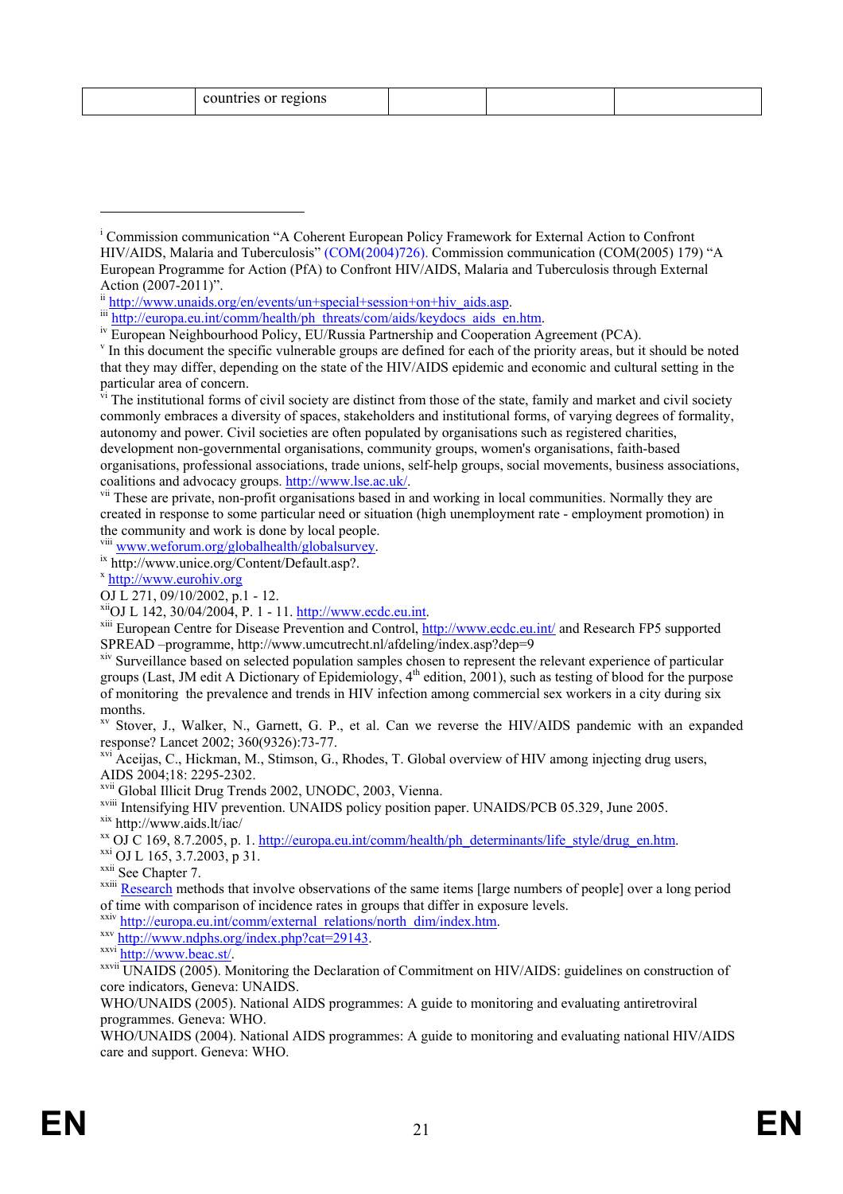|  | countries or regions |  |  |  |
|---|---|---|---|---|

---

[i] Commission communication "A Coherent European Policy Framework for External Action to Confront HIV/AIDS, Malaria and Tuberculosis" (COM(2004)726). Commission communication (COM(2005) 179) "A European Programme for Action (PfA) to Confront HIV/AIDS, Malaria and Tuberculosis through External Action (2007-2011)".

[ii] http://www.unaids.org/en/events/un+special+session+on+hiv_aids.asp.

[iii] http://europa.eu.int/comm/health/ph_threats/com/aids/keydocs_aids_en.htm.

[iv] European Neighbourhood Policy, EU/Russia Partnership and Cooperation Agreement (PCA).

[v] In this document the specific vulnerable groups are defined for each of the priority areas, but it should be noted that they may differ, depending on the state of the HIV/AIDS epidemic and economic and cultural setting in the particular area of concern.

[vi] The institutional forms of civil society are distinct from those of the state, family and market and civil society commonly embraces a diversity of spaces, stakeholders and institutional forms, of varying degrees of formality, autonomy and power. Civil societies are often populated by organisations such as registered charities, development non-governmental organisations, community groups, women's organisations, faith-based organisations, professional associations, trade unions, self-help groups, social movements, business associations, coalitions and advocacy groups. http://www.lse.ac.uk/.

[vii] These are private, non-profit organisations based in and working in local communities. Normally they are created in response to some particular need or situation (high unemployment rate - employment promotion) in the community and work is done by local people.

[viii] www.weforum.org/globalhealth/globalsurvey.

[ix] http://www.unice.org/Content/Default.asp?.

[x] http://www.eurohiv.org

OJ L 271, 09/10/2002, p.1 - 12.

[xii] OJ L 142, 30/04/2004, P. 1 - 11. http://www.ecdc.eu.int.

[xiii] European Centre for Disease Prevention and Control, http://www.ecdc.eu.int/ and Research FP5 supported SPREAD –programme, http://www.umcutrecht.nl/afdeling/index.asp?dep=9

[xiv] Surveillance based on selected population samples chosen to represent the relevant experience of particular groups (Last, JM edit A Dictionary of Epidemiology, 4th edition, 2001), such as testing of blood for the purpose of monitoring the prevalence and trends in HIV infection among commercial sex workers in a city during six months.

[xv] Stover, J., Walker, N., Garnett, G. P., et al. Can we reverse the HIV/AIDS pandemic with an expanded response? Lancet 2002; 360(9326):73-77.

[xvi] Aceijas, C., Hickman, M., Stimson, G., Rhodes, T. Global overview of HIV among injecting drug users, AIDS 2004;18: 2295-2302.

[xvii] Global Illicit Drug Trends 2002, UNODC, 2003, Vienna.

[xviii] Intensifying HIV prevention. UNAIDS policy position paper. UNAIDS/PCB 05.329, June 2005.

[xix] http://www.aids.lt/iac/

[xx] OJ C 169, 8.7.2005, p. 1. http://europa.eu.int/comm/health/ph_determinants/life_style/drug_en.htm.

[xxi] OJ L 165, 3.7.2003, p 31.

[xxii] See Chapter 7.

[xxiii] Research methods that involve observations of the same items [large numbers of people] over a long period of time with comparison of incidence rates in groups that differ in exposure levels.

[xxiv] http://europa.eu.int/comm/external_relations/north_dim/index.htm.

[xxv] http://www.ndphs.org/index.php?cat=29143.

[xxvi] http://www.beac.st/.

[xxvii] UNAIDS (2005). Monitoring the Declaration of Commitment on HIV/AIDS: guidelines on construction of core indicators, Geneva: UNAIDS.

WHO/UNAIDS (2005). National AIDS programmes: A guide to monitoring and evaluating antiretroviral programmes. Geneva: WHO.

WHO/UNAIDS (2004). National AIDS programmes: A guide to monitoring and evaluating national HIV/AIDS care and support. Geneva: WHO.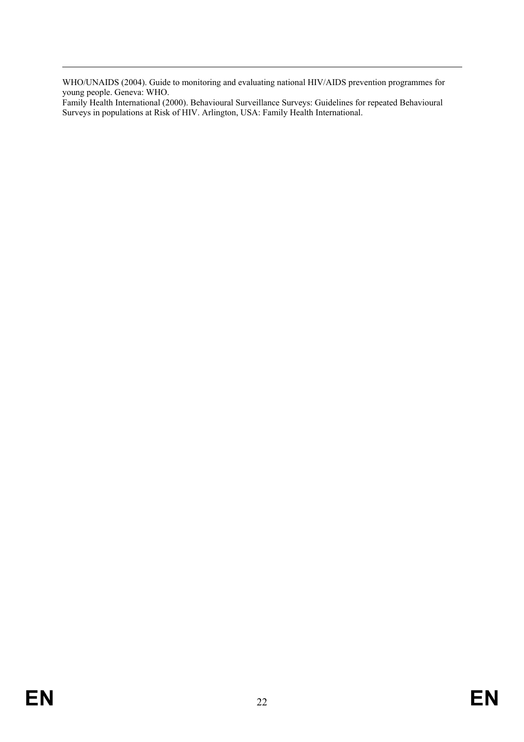WHO/UNAIDS (2004). Guide to monitoring and evaluating national HIV/AIDS prevention programmes for young people. Geneva: WHO.

Family Health International (2000). Behavioural Surveillance Surveys: Guidelines for repeated Behavioural Surveys in populations at Risk of HIV. Arlington, USA: Family Health International.